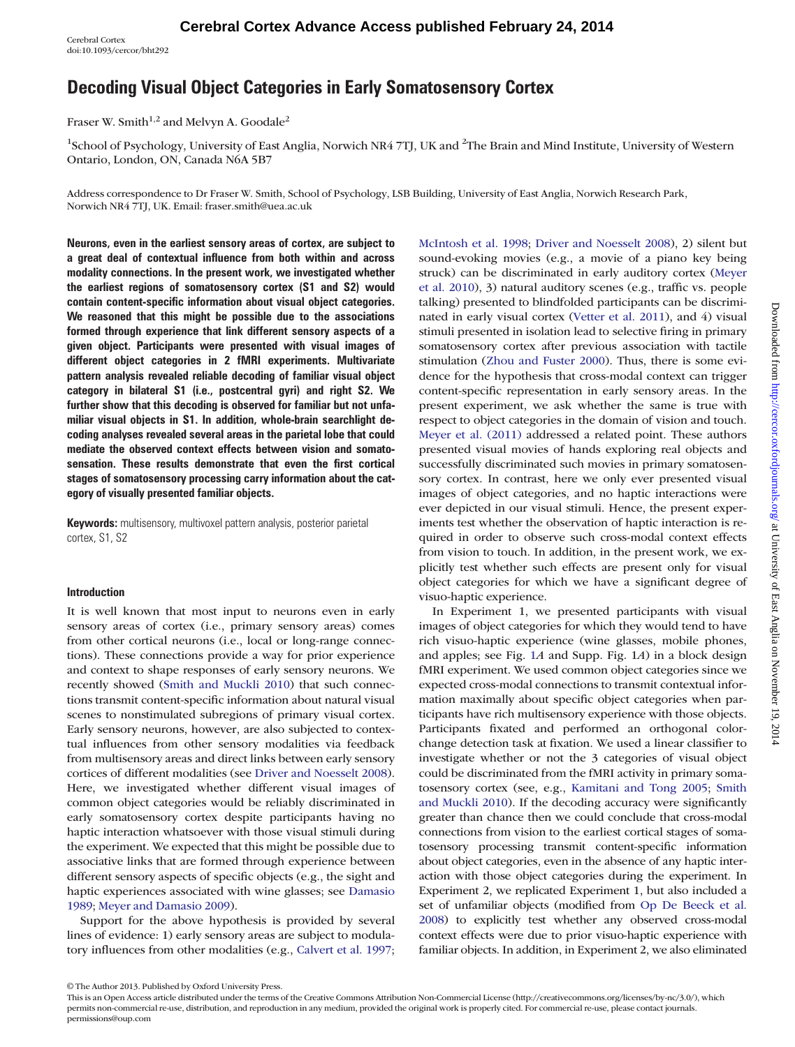# Decoding Visual Object Categories in Early Somatosensory Cortex

Fraser W. Smith[1,2] and Melvyn A. Goodale[2]

[1]School of Psychology, University of East Anglia, Norwich NR4 7TJ, UK and [2]The Brain and Mind Institute, University of Western Ontario, London, ON, Canada N6A 5B7

Address correspondence to Dr Fraser W. Smith, School of Psychology, LSB Building, University of East Anglia, Norwich Research Park, Norwich NR4 7TJ, UK. Email: fraser.smith@uea.ac.uk

**Neurons, even in the earliest sensory areas of cortex, are subject to a great deal of contextual influence from both within and across modality connections. In the present work, we investigated whether the earliest regions of somatosensory cortex (S1 and S2) would contain content-specific information about visual object categories. We reasoned that this might be possible due to the associations formed through experience that link different sensory aspects of a given object. Participants were presented with visual images of different object categories in 2 fMRI experiments. Multivariate pattern analysis revealed reliable decoding of familiar visual object category in bilateral S1 (i.e., postcentral gyri) and right S2. We further show that this decoding is observed for familiar but not unfamiliar visual objects in S1. In addition, whole-brain searchlight decoding analyses revealed several areas in the parietal lobe that could mediate the observed context effects between vision and somatosensation. These results demonstrate that even the first cortical stages of somatosensory processing carry information about the category of visually presented familiar objects.**

**Keywords:** multisensory, multivoxel pattern analysis, posterior parietal cortex, S1, S2

## Introduction

It is well known that most input to neurons even in early sensory areas of cortex (i.e., primary sensory areas) comes from other cortical neurons (i.e., local or long-range connections). These connections provide a way for prior experience and context to shape responses of early sensory neurons. We recently showed (Smith and Muckli 2010) that such connections transmit content-specific information about natural visual scenes to nonstimulated subregions of primary visual cortex. Early sensory neurons, however, are also subjected to contextual influences from other sensory modalities via feedback from multisensory areas and direct links between early sensory cortices of different modalities (see Driver and Noesselt 2008). Here, we investigated whether different visual images of common object categories would be reliably discriminated in early somatosensory cortex despite participants having no haptic interaction whatsoever with those visual stimuli during the experiment. We expected that this might be possible due to associative links that are formed through experience between different sensory aspects of specific objects (e.g., the sight and haptic experiences associated with wine glasses; see Damasio 1989; Meyer and Damasio 2009).

Support for the above hypothesis is provided by several lines of evidence: 1) early sensory areas are subject to modulatory influences from other modalities (e.g., Calvert et al. 1997; McIntosh et al. 1998; Driver and Noesselt 2008), 2) silent but sound-evoking movies (e.g., a movie of a piano key being struck) can be discriminated in early auditory cortex (Meyer et al. 2010), 3) natural auditory scenes (e.g., traffic vs. people talking) presented to blindfolded participants can be discriminated in early visual cortex (Vetter et al. 2011), and 4) visual stimuli presented in isolation lead to selective firing in primary somatosensory cortex after previous association with tactile stimulation (Zhou and Fuster 2000). Thus, there is some evidence for the hypothesis that cross-modal context can trigger content-specific representation in early sensory areas. In the present experiment, we ask whether the same is true with respect to object categories in the domain of vision and touch. Meyer et al. (2011) addressed a related point. These authors presented visual movies of hands exploring real objects and successfully discriminated such movies in primary somatosensory cortex. In contrast, here we only ever presented visual images of object categories, and no haptic interactions were ever depicted in our visual stimuli. Hence, the present experiments test whether the observation of haptic interaction is required in order to observe such cross-modal context effects from vision to touch. In addition, in the present work, we explicitly test whether such effects are present only for visual object categories for which we have a significant degree of visuo-haptic experience.

In Experiment 1, we presented participants with visual images of object categories for which they would tend to have rich visuo-haptic experience (wine glasses, mobile phones, and apples; see Fig. 1*A* and Supp. Fig. 1*A*) in a block design fMRI experiment. We used common object categories since we expected cross-modal connections to transmit contextual information maximally about specific object categories when participants have rich multisensory experience with those objects. Participants fixated and performed an orthogonal color-change detection task at fixation. We used a linear classifier to investigate whether or not the 3 categories of visual object could be discriminated from the fMRI activity in primary somatosensory cortex (see, e.g., Kamitani and Tong 2005; Smith and Muckli 2010). If the decoding accuracy were significantly greater than chance then we could conclude that cross-modal connections from vision to the earliest cortical stages of somatosensory processing transmit content-specific information about object categories, even in the absence of any haptic interaction with those object categories during the experiment. In Experiment 2, we replicated Experiment 1, but also included a set of unfamiliar objects (modified from Op De Beeck et al. 2008) to explicitly test whether any observed cross-modal context effects were due to prior visuo-haptic experience with familiar objects. In addition, in Experiment 2, we also eliminated

© The Author 2013. Published by Oxford University Press.
This is an Open Access article distributed under the terms of the Creative Commons Attribution Non-Commercial License (http://creativecommons.org/licenses/by-nc/3.0/), which permits non-commercial re-use, distribution, and reproduction in any medium, provided the original work is properly cited. For commercial re-use, please contact journals.permissions@oup.com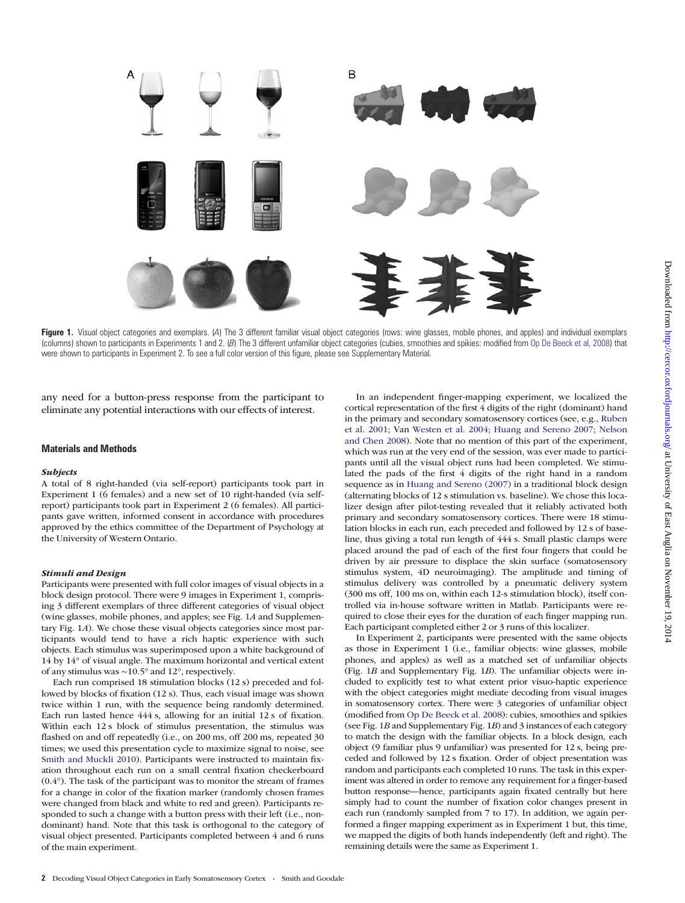**Figure 1.** Visual object categories and exemplars. (*A*) The 3 different familiar visual object categories (rows: wine glasses, mobile phones, and apples) and individual exemplars (columns) shown to participants in Experiments 1 and 2. (*B*) The 3 different unfamiliar object categories (cubies, smoothies and spikies: modified from Op De Beeck et al, 2008) that were shown to participants in Experiment 2. To see a full color version of this figure, please see Supplementary Material.

any need for a button-press response from the participant to eliminate any potential interactions with our effects of interest.

## Materials and Methods

### *Subjects*

A total of 8 right-handed (via self-report) participants took part in Experiment 1 (6 females) and a new set of 10 right-handed (via self-report) participants took part in Experiment 2 (6 females). All participants gave written, informed consent in accordance with procedures approved by the ethics committee of the Department of Psychology at the University of Western Ontario.

### *Stimuli and Design*

Participants were presented with full color images of visual objects in a block design protocol. There were 9 images in Experiment 1, comprising 3 different exemplars of three different categories of visual object (wine glasses, mobile phones, and apples; see Fig. 1*A* and Supplementary Fig. 1*A*). We chose these visual objects categories since most participants would tend to have a rich haptic experience with such objects. Each stimulus was superimposed upon a white background of 14 by 14° of visual angle. The maximum horizontal and vertical extent of any stimulus was ~10.5° and 12°, respectively.

Each run comprised 18 stimulation blocks (12 s) preceded and followed by blocks of fixation (12 s). Thus, each visual image was shown twice within 1 run, with the sequence being randomly determined. Each run lasted hence 444 s, allowing for an initial 12 s of fixation. Within each 12 s block of stimulus presentation, the stimulus was flashed on and off repeatedly (i.e., on 200 ms, off 200 ms, repeated 30 times; we used this presentation cycle to maximize signal to noise, see Smith and Muckli 2010). Participants were instructed to maintain fixation throughout each run on a small central fixation checkerboard (0.4°). The task of the participant was to monitor the stream of frames for a change in color of the fixation marker (randomly chosen frames were changed from black and white to red and green). Participants responded to such a change with a button press with their left (i.e., nondominant) hand. Note that this task is orthogonal to the category of visual object presented. Participants completed between 4 and 6 runs of the main experiment.

In an independent finger-mapping experiment, we localized the cortical representation of the first 4 digits of the right (dominant) hand in the primary and secondary somatosensory cortices (see, e.g., Ruben et al. 2001; Van Westen et al. 2004; Huang and Sereno 2007; Nelson and Chen 2008). Note that no mention of this part of the experiment, which was run at the very end of the session, was ever made to participants until all the visual object runs had been completed. We stimulated the pads of the first 4 digits of the right hand in a random sequence as in Huang and Sereno (2007) in a traditional block design (alternating blocks of 12 s stimulation vs. baseline). We chose this localizer design after pilot-testing revealed that it reliably activated both primary and secondary somatosensory cortices. There were 18 stimulation blocks in each run, each preceded and followed by 12 s of baseline, thus giving a total run length of 444 s. Small plastic clamps were placed around the pad of each of the first four fingers that could be driven by air pressure to displace the skin surface (somatosensory stimulus system, 4D neuroimaging). The amplitude and timing of stimulus delivery was controlled by a pneumatic delivery system (300 ms off, 100 ms on, within each 12-s stimulation block), itself controlled via in-house software written in Matlab. Participants were required to close their eyes for the duration of each finger mapping run. Each participant completed either 2 or 3 runs of this localizer.

In Experiment 2, participants were presented with the same objects as those in Experiment 1 (i.e., familiar objects: wine glasses, mobile phones, and apples) as well as a matched set of unfamiliar objects (Fig. 1*B* and Supplementary Fig. 1*B*). The unfamiliar objects were included to explicitly test to what extent prior visuo-haptic experience with the object categories might mediate decoding from visual images in somatosensory cortex. There were 3 categories of unfamiliar object (modified from Op De Beeck et al. 2008): cubies, smoothies and spikies (see Fig. 1*B* and Supplementary Fig. 1*B*) and 3 instances of each category to match the design with the familiar objects. In a block design, each object (9 familiar plus 9 unfamiliar) was presented for 12 s, being preceded and followed by 12 s fixation. Order of object presentation was random and participants each completed 10 runs. The task in this experiment was altered in order to remove any requirement for a finger-based button response—hence, participants again fixated centrally but here simply had to count the number of fixation color changes present in each run (randomly sampled from 7 to 17). In addition, we again performed a finger mapping experiment as in Experiment 1 but, this time, we mapped the digits of both hands independently (left and right). The remaining details were the same as Experiment 1.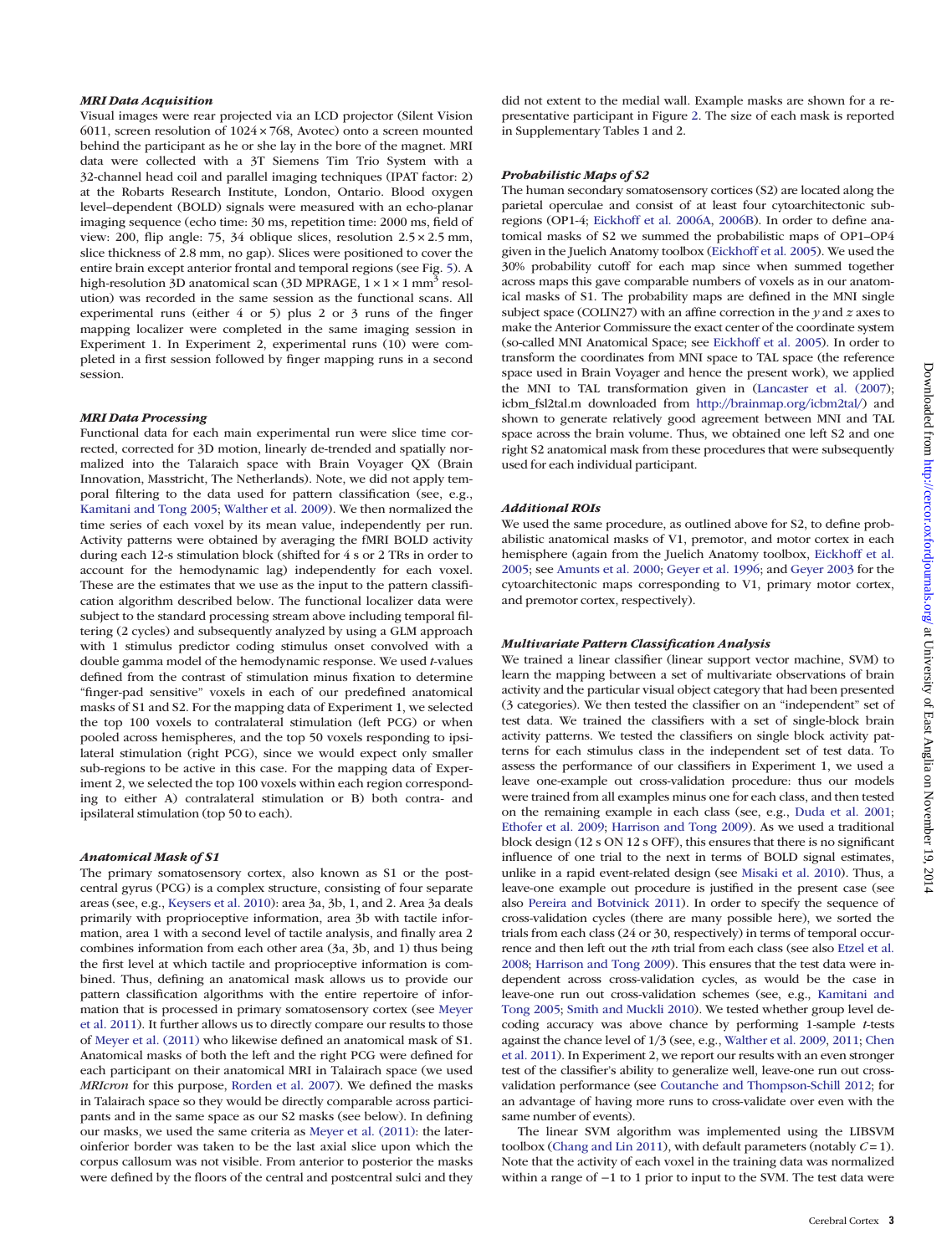### *MRI Data Acquisition*

Visual images were rear projected via an LCD projector (Silent Vision 6011, screen resolution of 1024 × 768, Avotec) onto a screen mounted behind the participant as he or she lay in the bore of the magnet. MRI data were collected with a 3T Siemens Tim Trio System with a 32-channel head coil and parallel imaging techniques (IPAT factor: 2) at the Robarts Research Institute, London, Ontario. Blood oxygen level–dependent (BOLD) signals were measured with an echo-planar imaging sequence (echo time: 30 ms, repetition time: 2000 ms, field of view: 200, flip angle: 75, 34 oblique slices, resolution 2.5 × 2.5 mm, slice thickness of 2.8 mm, no gap). Slices were positioned to cover the entire brain except anterior frontal and temporal regions (see Fig. 5). A high-resolution 3D anatomical scan (3D MPRAGE, $1 \times 1 \times 1$ mm$^3$ resolution) was recorded in the same session as the functional scans. All experimental runs (either 4 or 5) plus 2 or 3 runs of the finger mapping localizer were completed in the same imaging session in Experiment 1. In Experiment 2, experimental runs (10) were completed in a first session followed by finger mapping runs in a second session.

### *MRI Data Processing*

Functional data for each main experimental run were slice time corrected, corrected for 3D motion, linearly de-trended and spatially normalized into the Talaraich space with Brain Voyager QX (Brain Innovation, Masstricht, The Netherlands). Note, we did not apply temporal filtering to the data used for pattern classification (see, e.g., Kamitani and Tong 2005; Walther et al. 2009). We then normalized the time series of each voxel by its mean value, independently per run. Activity patterns were obtained by averaging the fMRI BOLD activity during each 12-s stimulation block (shifted for 4 s or 2 TRs in order to account for the hemodynamic lag) independently for each voxel. These are the estimates that we use as the input to the pattern classification algorithm described below. The functional localizer data were subject to the standard processing stream above including temporal filtering (2 cycles) and subsequently analyzed by using a GLM approach with 1 stimulus predictor coding stimulus onset convolved with a double gamma model of the hemodynamic response. We used *t*-values defined from the contrast of stimulation minus fixation to determine "finger-pad sensitive" voxels in each of our predefined anatomical masks of S1 and S2. For the mapping data of Experiment 1, we selected the top 100 voxels to contralateral stimulation (left PCG) or when pooled across hemispheres, and the top 50 voxels responding to ipsilateral stimulation (right PCG), since we would expect only smaller sub-regions to be active in this case. For the mapping data of Experiment 2, we selected the top 100 voxels within each region corresponding to either A) contralateral stimulation or B) both contra- and ipsilateral stimulation (top 50 to each).

### *Anatomical Mask of S1*

The primary somatosensory cortex, also known as S1 or the postcentral gyrus (PCG) is a complex structure, consisting of four separate areas (see, e.g., Keysers et al. 2010): area 3a, 3b, 1, and 2. Area 3a deals primarily with proprioceptive information, area 3b with tactile information, area 1 with a second level of tactile analysis, and finally area 2 combines information from each other area (3a, 3b, and 1) thus being the first level at which tactile and proprioceptive information is combined. Thus, defining an anatomical mask allows us to provide our pattern classification algorithms with the entire repertoire of information that is processed in primary somatosensory cortex (see Meyer et al. 2011). It further allows us to directly compare our results to those of Meyer et al. (2011) who likewise defined an anatomical mask of S1. Anatomical masks of both the left and the right PCG were defined for each participant on their anatomical MRI in Talairach space (we used *MRIcron* for this purpose, Rorden et al. 2007). We defined the masks in Talairach space so they would be directly comparable across participants and in the same space as our S2 masks (see below). In defining our masks, we used the same criteria as Meyer et al. (2011): the lateroinferior border was taken to be the last axial slice upon which the corpus callosum was not visible. From anterior to posterior the masks were defined by the floors of the central and postcentral sulci and they did not extent to the medial wall. Example masks are shown for a representative participant in Figure 2. The size of each mask is reported in Supplementary Tables 1 and 2.

### *Probabilistic Maps of S2*

The human secondary somatosensory cortices (S2) are located along the parietal operculae and consist of at least four cytoarchitectonic subregions (OP1-4; Eickhoff et al. 2006A, 2006B). In order to define anatomical masks of S2 we summed the probabilistic maps of OP1–OP4 given in the Juelich Anatomy toolbox (Eickhoff et al. 2005). We used the 30% probability cutoff for each map since when summed together across maps this gave comparable numbers of voxels as in our anatomical masks of S1. The probability maps are defined in the MNI single subject space (COLIN27) with an affine correction in the *y* and *z* axes to make the Anterior Commissure the exact center of the coordinate system (so-called MNI Anatomical Space; see Eickhoff et al. 2005). In order to transform the coordinates from MNI space to TAL space (the reference space used in Brain Voyager and hence the present work), we applied the MNI to TAL transformation given in (Lancaster et al. (2007); icbm_fsl2tal.m downloaded from http://brainmap.org/icbm2tal/) and shown to generate relatively good agreement between MNI and TAL space across the brain volume. Thus, we obtained one left S2 and one right S2 anatomical mask from these procedures that were subsequently used for each individual participant.

### *Additional ROIs*

We used the same procedure, as outlined above for S2, to define probabilistic anatomical masks of V1, premotor, and motor cortex in each hemisphere (again from the Juelich Anatomy toolbox, Eickhoff et al. 2005; see Amunts et al. 2000; Geyer et al. 1996; and Geyer 2003 for the cytoarchitectonic maps corresponding to V1, primary motor cortex, and premotor cortex, respectively).

### *Multivariate Pattern Classification Analysis*

We trained a linear classifier (linear support vector machine, SVM) to learn the mapping between a set of multivariate observations of brain activity and the particular visual object category that had been presented (3 categories). We then tested the classifier on an "independent" set of test data. We trained the classifiers with a set of single-block brain activity patterns. We tested the classifiers on single block activity patterns for each stimulus class in the independent set of test data. To assess the performance of our classifiers in Experiment 1, we used a leave one-example out cross-validation procedure: thus our models were trained from all examples minus one for each class, and then tested on the remaining example in each class (see, e.g., Duda et al. 2001; Ethofer et al. 2009; Harrison and Tong 2009). As we used a traditional block design (12 s ON 12 s OFF), this ensures that there is no significant influence of one trial to the next in terms of BOLD signal estimates, unlike in a rapid event-related design (see Misaki et al. 2010). Thus, a leave-one example out procedure is justified in the present case (see also Pereira and Botvinick 2011). In order to specify the sequence of cross-validation cycles (there are many possible here), we sorted the trials from each class (24 or 30, respectively) in terms of temporal occurrence and then left out the *n*th trial from each class (see also Etzel et al. 2008; Harrison and Tong 2009). This ensures that the test data were independent across cross-validation cycles, as would be the case in leave-one run out cross-validation schemes (see, e.g., Kamitani and Tong 2005; Smith and Muckli 2010). We tested whether group level decoding accuracy was above chance by performing 1-sample *t*-tests against the chance level of 1/3 (see, e.g., Walther et al. 2009, 2011; Chen et al. 2011). In Experiment 2, we report our results with an even stronger test of the classifier's ability to generalize well, leave-one run out cross-validation performance (see Coutanche and Thompson-Schill 2012; for an advantage of having more runs to cross-validate over even with the same number of events).

The linear SVM algorithm was implemented using the LIBSVM toolbox (Chang and Lin 2011), with default parameters (notably $C = 1$). Note that the activity of each voxel in the training data was normalized within a range of −1 to 1 prior to input to the SVM. The test data were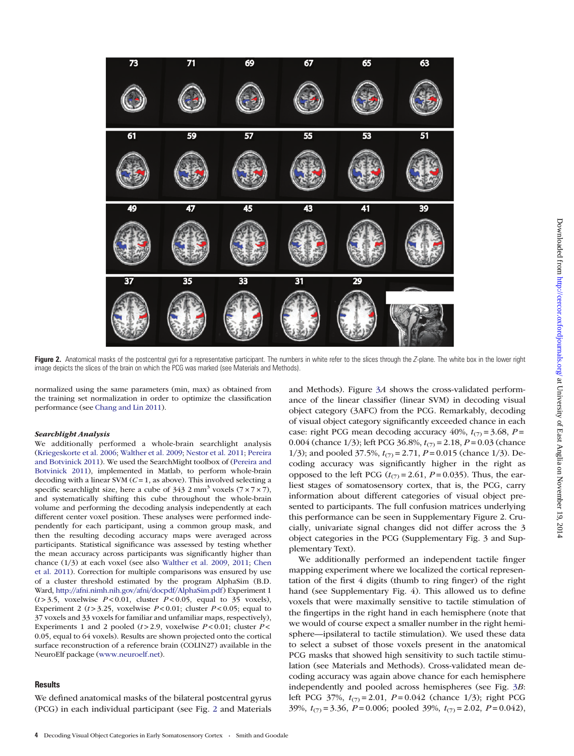**Figure 2.** Anatomical masks of the postcentral gyri for a representative participant. The numbers in white refer to the slices through the Z-plane. The white box in the lower right image depicts the slices of the brain on which the PCG was marked (see Materials and Methods).

normalized using the same parameters (min, max) as obtained from the training set normalization in order to optimize the classification performance (see Chang and Lin 2011).

### *Searchlight Analysis*

We additionally performed a whole-brain searchlight analysis (Kriegeskorte et al. 2006; Walther et al. 2009; Nestor et al. 2011; Pereira and Botvinick 2011). We used the SearchMight toolbox of (Pereira and Botvinick 2011), implemented in Matlab, to perform whole-brain decoding with a linear SVM ($C = 1$, as above). This involved selecting a specific searchlight size, here a cube of 343 2 mm$^3$ voxels (7 × 7 × 7), and systematically shifting this cube throughout the whole-brain volume and performing the decoding analysis independently at each different center voxel position. These analyses were performed independently for each participant, using a common group mask, and then the resulting decoding accuracy maps were averaged across participants. Statistical significance was assessed by testing whether the mean accuracy across participants was significantly higher than chance (1/3) at each voxel (see also Walther et al. 2009, 2011; Chen et al. 2011). Correction for multiple comparisons was ensured by use of a cluster threshold estimated by the program AlphaSim (B.D. Ward, http://afni.nimh.nih.gov/afni/docpdf/AlphaSim.pdf) Experiment 1 ($t > 3.5$, voxelwise $P < 0.01$, cluster $P < 0.05$, equal to 35 voxels), Experiment 2 ($t > 3.25$, voxelwise $P < 0.01$; cluster $P < 0.05$; equal to 37 voxels and 33 voxels for familiar and unfamiliar maps, respectively), Experiments 1 and 2 pooled ($t > 2.9$, voxelwise $P < 0.01$; cluster $P < 0.05$, equal to 64 voxels). Results are shown projected onto the cortical surface reconstruction of a reference brain (COLIN27) available in the NeuroElf package (www.neuroelf.net).

## Results

We defined anatomical masks of the bilateral postcentral gyrus (PCG) in each individual participant (see Fig. 2 and Materials and Methods). Figure 3*A* shows the cross-validated performance of the linear classifier (linear SVM) in decoding visual object category (3AFC) from the PCG. Remarkably, decoding of visual object category significantly exceeded chance in each case: right PCG mean decoding accuracy 40%, $t_{(7)} = 3.68$, $P = 0.004$ (chance 1/3); left PCG 36.8%, $t_{(7)} = 2.18$, $P = 0.03$ (chance 1/3); and pooled 37.5%, $t_{(7)} = 2.71$, $P = 0.015$ (chance 1/3). Decoding accuracy was significantly higher in the right as opposed to the left PCG ($t_{(7)} = 2.61$, $P = 0.035$). Thus, the earliest stages of somatosensory cortex, that is, the PCG, carry information about different categories of visual object presented to participants. The full confusion matrices underlying this performance can be seen in Supplementary Figure 2. Crucially, univariate signal changes did not differ across the 3 object categories in the PCG (Supplementary Fig. 3 and Supplementary Text).

We additionally performed an independent tactile finger mapping experiment where we localized the cortical representation of the first 4 digits (thumb to ring finger) of the right hand (see Supplementary Fig. 4). This allowed us to define voxels that were maximally sensitive to tactile stimulation of the fingertips in the right hand in each hemisphere (note that we would of course expect a smaller number in the right hemisphere—ipsilateral to tactile stimulation). We used these data to select a subset of those voxels present in the anatomical PCG masks that showed high sensitivity to such tactile stimulation (see Materials and Methods). Cross-validated mean decoding accuracy was again above chance for each hemisphere independently and pooled across hemispheres (see Fig. 3*B*: left PCG 37%, $t_{(7)} = 2.01$, $P = 0.042$ (chance 1/3); right PCG 39%, $t_{(7)} = 3.36$, $P = 0.006$; pooled 39%, $t_{(7)} = 2.02$, $P = 0.042$),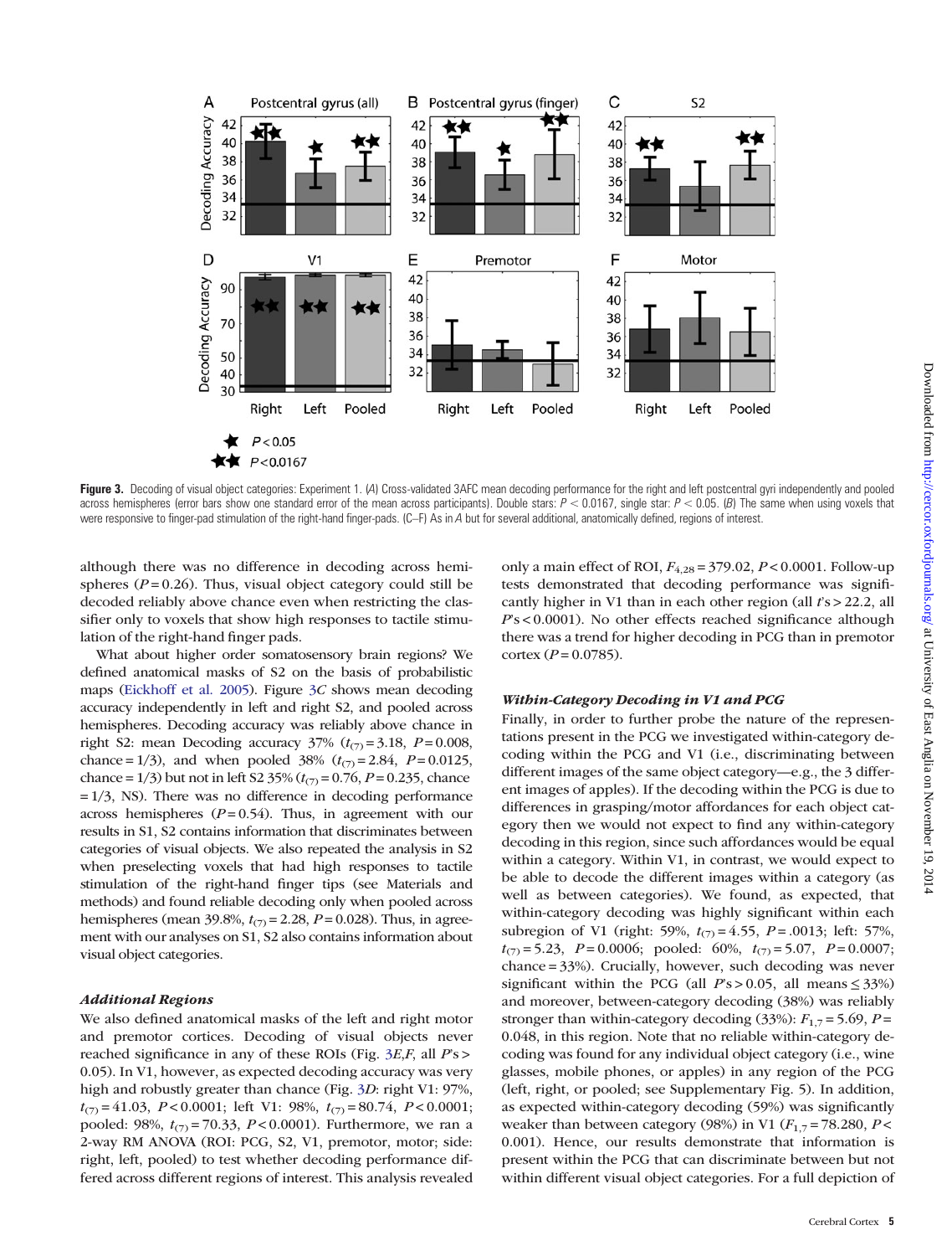**Figure 3.** Decoding of visual object categories: Experiment 1. (*A*) Cross-validated 3AFC mean decoding performance for the right and left postcentral gyri independently and pooled across hemispheres (error bars show one standard error of the mean across participants). Double stars: $P < 0.0167$, single star: $P < 0.05$. (*B*) The same when using voxels that were responsive to finger-pad stimulation of the right-hand finger-pads. (*C*–*F*) As in *A* but for several additional, anatomically defined, regions of interest.

although there was no difference in decoding across hemispheres ($P = 0.26$). Thus, visual object category could still be decoded reliably above chance even when restricting the classifier only to voxels that show high responses to tactile stimulation of the right-hand finger pads.

What about higher order somatosensory brain regions? We defined anatomical masks of S2 on the basis of probabilistic maps (Eickhoff et al. 2005). Figure 3*C* shows mean decoding accuracy independently in left and right S2, and pooled across hemispheres. Decoding accuracy was reliably above chance in right S2: mean Decoding accuracy 37% ($t_{(7)} = 3.18$, $P = 0.008$, chance = 1/3), and when pooled 38% ($t_{(7)} = 2.84$, $P = 0.0125$, chance = 1/3) but not in left S2 35% ($t_{(7)} = 0.76$, $P = 0.235$, chance = 1/3, NS). There was no difference in decoding performance across hemispheres ($P = 0.54$). Thus, in agreement with our results in S1, S2 contains information that discriminates between categories of visual objects. We also repeated the analysis in S2 when preselecting voxels that had high responses to tactile stimulation of the right-hand finger tips (see Materials and methods) and found reliable decoding only when pooled across hemispheres (mean 39.8%, $t_{(7)} = 2.28$, $P = 0.028$). Thus, in agreement with our analyses on S1, S2 also contains information about visual object categories.

### *Additional Regions*

We also defined anatomical masks of the left and right motor and premotor cortices. Decoding of visual objects never reached significance in any of these ROIs (Fig. 3*E*,*F*, all $P$'s > 0.05). In V1, however, as expected decoding accuracy was very high and robustly greater than chance (Fig. 3*D*: right V1: 97%, $t_{(7)} = 41.03$, $P < 0.0001$; left V1: 98%, $t_{(7)} = 80.74$, $P < 0.0001$; pooled: 98%, $t_{(7)} = 70.33$, $P < 0.0001$). Furthermore, we ran a 2-way RM ANOVA (ROI: PCG, S2, V1, premotor, motor; side: right, left, pooled) to test whether decoding performance differed across different regions of interest. This analysis revealed only a main effect of ROI, $F_{4,28} = 379.02$, $P < 0.0001$. Follow-up tests demonstrated that decoding performance was significantly higher in V1 than in each other region (all $t$'s > 22.2, all $P$'s < 0.0001). No other effects reached significance although there was a trend for higher decoding in PCG than in premotor cortex ($P = 0.0785$).

### *Within-Category Decoding in V1 and PCG*

Finally, in order to further probe the nature of the representations present in the PCG we investigated within-category decoding within the PCG and V1 (i.e., discriminating between different images of the same object category—e.g., the 3 different images of apples). If the decoding within the PCG is due to differences in grasping/motor affordances for each object category then we would not expect to find any within-category decoding in this region, since such affordances would be equal within a category. Within V1, in contrast, we would expect to be able to decode the different images within a category (as well as between categories). We found, as expected, that within-category decoding was highly significant within each subregion of V1 (right: 59%, $t_{(7)} = 4.55$, $P = .0013$; left: 57%, $t_{(7)} = 5.23$, $P = 0.0006$; pooled: 60%, $t_{(7)} = 5.07$, $P = 0.0007$; chance = 33%). Crucially, however, such decoding was never significant within the PCG (all $P$'s > 0.05, all means ≤ 33%) and moreover, between-category decoding (38%) was reliably stronger than within-category decoding (33%): $F_{1,7} = 5.69$, $P = 0.048$, in this region. Note that no reliable within-category decoding was found for any individual object category (i.e., wine glasses, mobile phones, or apples) in any region of the PCG (left, right, or pooled; see Supplementary Fig. 5). In addition, as expected within-category decoding (59%) was significantly weaker than between category (98%) in V1 ($F_{1,7} = 78.280$, $P < 0.001$). Hence, our results demonstrate that information is present within the PCG that can discriminate between but not within different visual object categories. For a full depiction of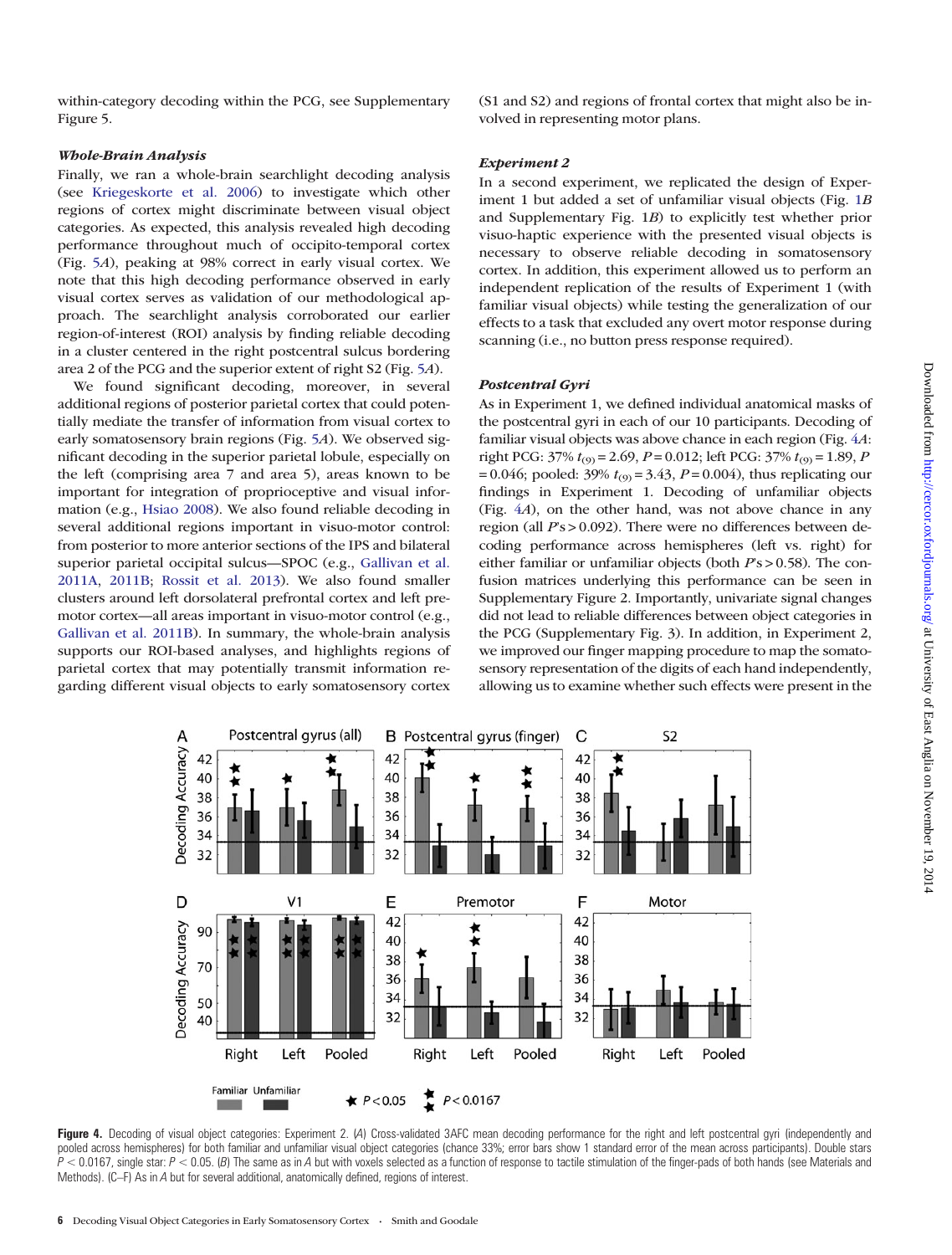within-category decoding within the PCG, see Supplementary Figure 5.

### *Whole-Brain Analysis*

Finally, we ran a whole-brain searchlight decoding analysis (see Kriegeskorte et al. 2006) to investigate which other regions of cortex might discriminate between visual object categories. As expected, this analysis revealed high decoding performance throughout much of occipito-temporal cortex (Fig. 5*A*), peaking at 98% correct in early visual cortex. We note that this high decoding performance observed in early visual cortex serves as validation of our methodological approach. The searchlight analysis corroborated our earlier region-of-interest (ROI) analysis by finding reliable decoding in a cluster centered in the right postcentral sulcus bordering area 2 of the PCG and the superior extent of right S2 (Fig. 5*A*).

We found significant decoding, moreover, in several additional regions of posterior parietal cortex that could potentially mediate the transfer of information from visual cortex to early somatosensory brain regions (Fig. 5*A*). We observed significant decoding in the superior parietal lobule, especially on the left (comprising area 7 and area 5), areas known to be important for integration of proprioceptive and visual information (e.g., Hsiao 2008). We also found reliable decoding in several additional regions important in visuo-motor control: from posterior to more anterior sections of the IPS and bilateral superior parietal occipital sulcus—SPOC (e.g., Gallivan et al. 2011A, 2011B; Rossit et al. 2013). We also found smaller clusters around left dorsolateral prefrontal cortex and left premotor cortex—all areas important in visuo-motor control (e.g., Gallivan et al. 2011B). In summary, the whole-brain analysis supports our ROI-based analyses, and highlights regions of parietal cortex that may potentially transmit information regarding different visual objects to early somatosensory cortex (S1 and S2) and regions of frontal cortex that might also be involved in representing motor plans.

### *Experiment 2*

In a second experiment, we replicated the design of Experiment 1 but added a set of unfamiliar visual objects (Fig. 1*B* and Supplementary Fig. 1*B*) to explicitly test whether prior visuo-haptic experience with the presented visual objects is necessary to observe reliable decoding in somatosensory cortex. In addition, this experiment allowed us to perform an independent replication of the results of Experiment 1 (with familiar visual objects) while testing the generalization of our effects to a task that excluded any overt motor response during scanning (i.e., no button press response required).

### *Postcentral Gyri*

As in Experiment 1, we defined individual anatomical masks of the postcentral gyri in each of our 10 participants. Decoding of familiar visual objects was above chance in each region (Fig. 4*A*: right PCG: 37% $t_{(9)} = 2.69$, $P = 0.012$; left PCG: 37% $t_{(9)} = 1.89$, $P = 0.046$; pooled: 39% $t_{(9)} = 3.43$, $P = 0.004$), thus replicating our findings in Experiment 1. Decoding of unfamiliar objects (Fig. 4*A*), on the other hand, was not above chance in any region (all *P*'s > 0.092). There were no differences between decoding performance across hemispheres (left vs. right) for either familiar or unfamiliar objects (both *P*'s > 0.58). The confusion matrices underlying this performance can be seen in Supplementary Figure 2. Importantly, univariate signal changes did not lead to reliable differences between object categories in the PCG (Supplementary Fig. 3). In addition, in Experiment 2, we improved our finger mapping procedure to map the somatosensory representation of the digits of each hand independently, allowing us to examine whether such effects were present in the

**Figure 4.** Decoding of visual object categories: Experiment 2. (*A*) Cross-validated 3AFC mean decoding performance for the right and left postcentral gyri (independently and pooled across hemispheres) for both familiar and unfamiliar visual object categories (chance 33%; error bars show 1 standard error of the mean across participants). Double stars $P < 0.0167$, single star: $P < 0.05$. (*B*) The same as in *A* but with voxels selected as a function of response to tactile stimulation of the finger-pads of both hands (see Materials and Methods). (C–F) As in *A* but for several additional, anatomically defined, regions of interest.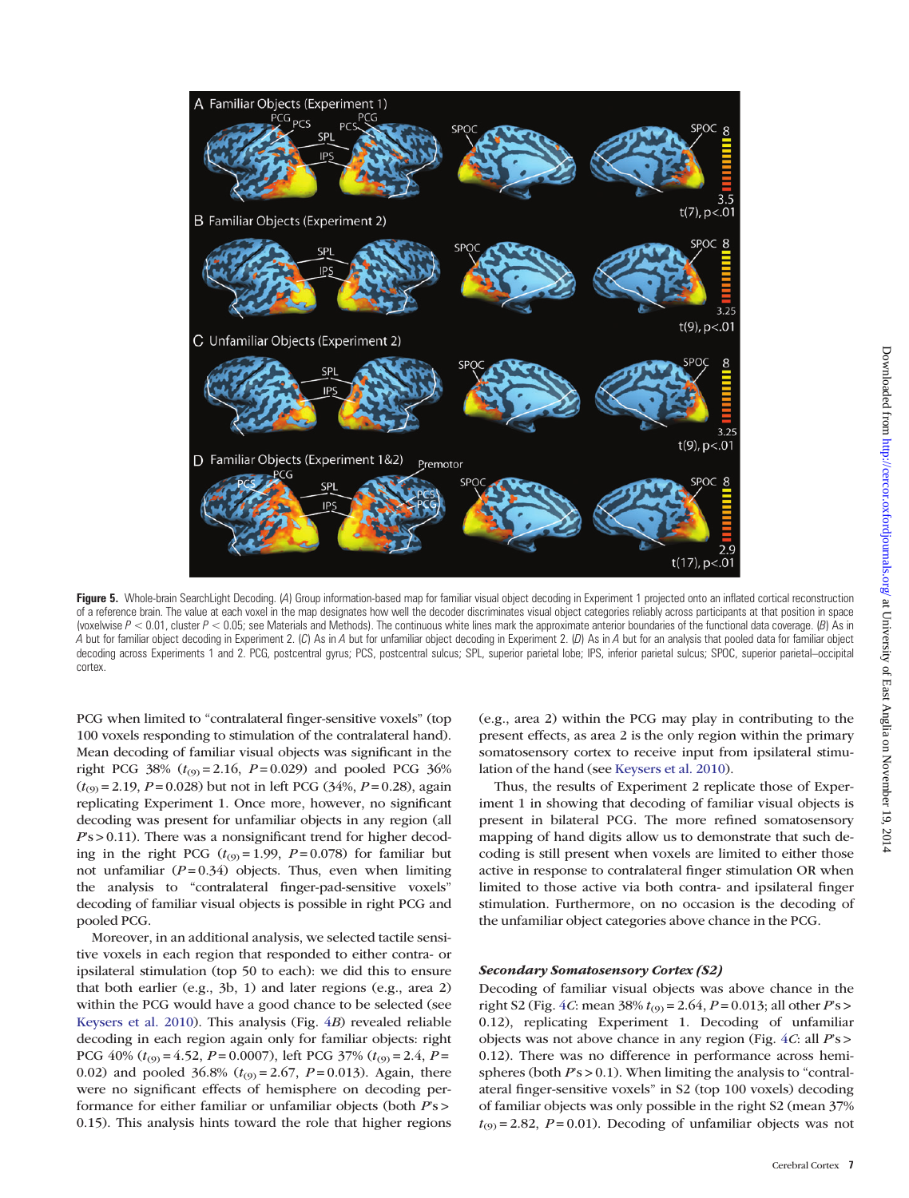**Figure 5.** Whole-brain SearchLight Decoding. (*A*) Group information-based map for familiar visual object decoding in Experiment 1 projected onto an inflated cortical reconstruction of a reference brain. The value at each voxel in the map designates how well the decoder discriminates visual object categories reliably across participants at that position in space (voxelwise $P < 0.01$, cluster $P < 0.05$; see Materials and Methods). The continuous white lines mark the approximate anterior boundaries of the functional data coverage. (*B*) As in *A* but for familiar object decoding in Experiment 2. (*C*) As in *A* but for unfamiliar object decoding in Experiment 2. (*D*) As in *A* but for an analysis that pooled data for familiar object decoding across Experiments 1 and 2. PCG, postcentral gyrus; PCS, postcentral sulcus; SPL, superior parietal lobe; IPS, inferior parietal sulcus; SPOC, superior parietal–occipital cortex.

PCG when limited to "contralateral finger-sensitive voxels" (top 100 voxels responding to stimulation of the contralateral hand). Mean decoding of familiar visual objects was significant in the right PCG 38% ($t_{(9)} = 2.16$, $P = 0.029$) and pooled PCG 36% ($t_{(9)} = 2.19$, $P = 0.028$) but not in left PCG (34%, $P = 0.28$), again replicating Experiment 1. Once more, however, no significant decoding was present for unfamiliar objects in any region (all $P$'s > 0.11). There was a nonsignificant trend for higher decoding in the right PCG ($t_{(9)} = 1.99$, $P = 0.078$) for familiar but not unfamiliar ($P = 0.34$) objects. Thus, even when limiting the analysis to "contralateral finger-pad-sensitive voxels" decoding of familiar visual objects is possible in right PCG and pooled PCG.

Moreover, in an additional analysis, we selected tactile sensitive voxels in each region that responded to either contra- or ipsilateral stimulation (top 50 to each): we did this to ensure that both earlier (e.g., 3b, 1) and later regions (e.g., area 2) within the PCG would have a good chance to be selected (see Keysers et al. 2010). This analysis (Fig. 4*B*) revealed reliable decoding in each region again only for familiar objects: right PCG 40% ($t_{(9)} = 4.52$, $P = 0.0007$), left PCG 37% ($t_{(9)} = 2.4$, $P = 0.02$) and pooled 36.8% ($t_{(9)} = 2.67$, $P = 0.013$). Again, there were no significant effects of hemisphere on decoding performance for either familiar or unfamiliar objects (both $P$'s > 0.15). This analysis hints toward the role that higher regions (e.g., area 2) within the PCG may play in contributing to the present effects, as area 2 is the only region within the primary somatosensory cortex to receive input from ipsilateral stimulation of the hand (see Keysers et al. 2010).

Thus, the results of Experiment 2 replicate those of Experiment 1 in showing that decoding of familiar visual objects is present in bilateral PCG. The more refined somatosensory mapping of hand digits allow us to demonstrate that such decoding is still present when voxels are limited to either those active in response to contralateral finger stimulation OR when limited to those active via both contra- and ipsilateral finger stimulation. Furthermore, on no occasion is the decoding of the unfamiliar object categories above chance in the PCG.

### *Secondary Somatosensory Cortex (S2)*

Decoding of familiar visual objects was above chance in the right S2 (Fig. 4*C*: mean 38% $t_{(9)} = 2.64$, $P = 0.013$; all other $P$'s > 0.12), replicating Experiment 1. Decoding of unfamiliar objects was not above chance in any region (Fig. 4*C*: all $P$'s > 0.12). There was no difference in performance across hemispheres (both $P$'s > 0.1). When limiting the analysis to "contralateral finger-sensitive voxels" in S2 (top 100 voxels) decoding of familiar objects was only possible in the right S2 (mean 37% $t_{(9)} = 2.82$, $P = 0.01$). Decoding of unfamiliar objects was not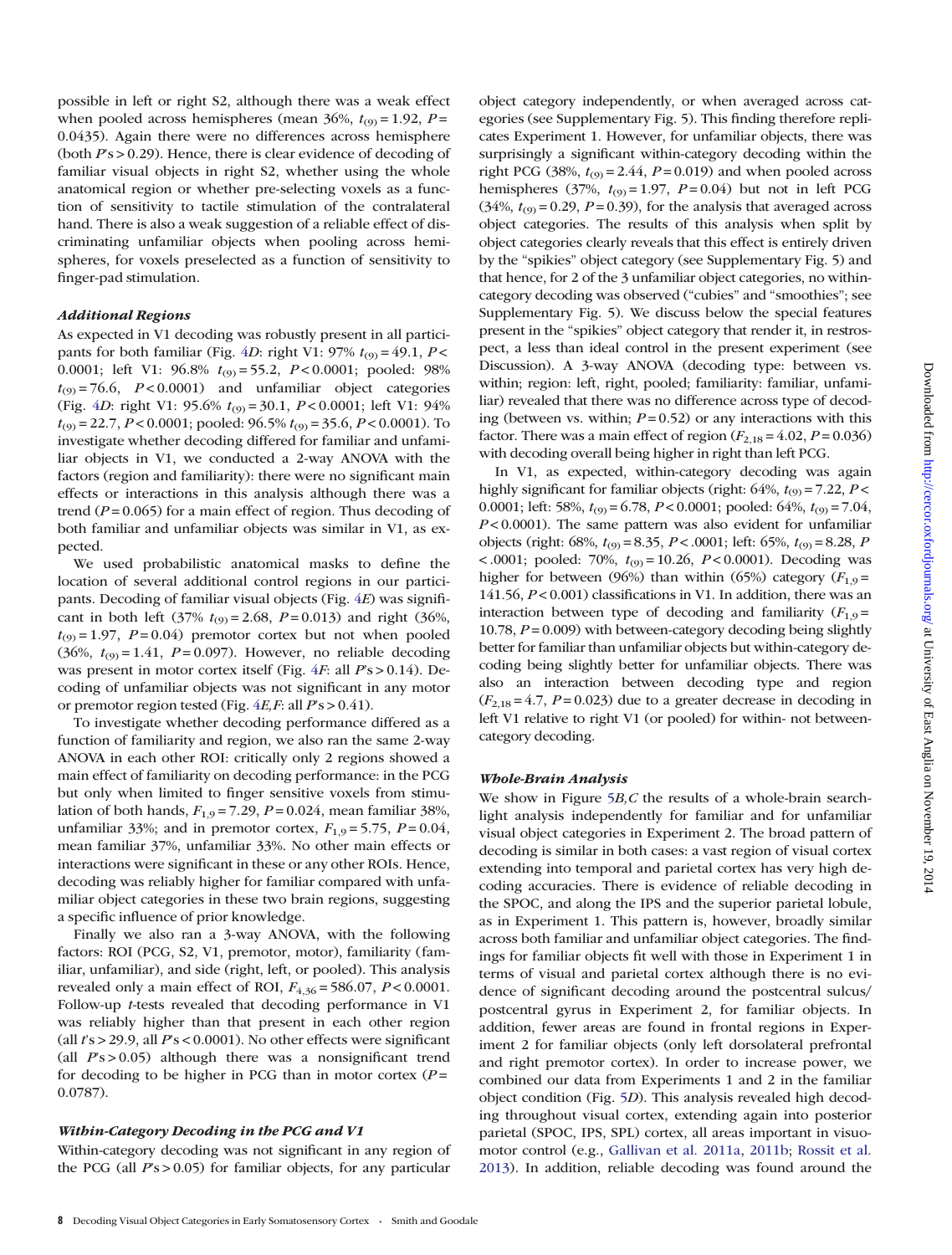possible in left or right S2, although there was a weak effect when pooled across hemispheres (mean 36%, $t_{(9)} = 1.92$, $P = 0.0435$). Again there were no differences across hemisphere (both $P$'s > 0.29). Hence, there is clear evidence of decoding of familiar visual objects in right S2, whether using the whole anatomical region or whether pre-selecting voxels as a function of sensitivity to tactile stimulation of the contralateral hand. There is also a weak suggestion of a reliable effect of discriminating unfamiliar objects when pooling across hemispheres, for voxels preselected as a function of sensitivity to finger-pad stimulation.

### *Additional Regions*

As expected in V1 decoding was robustly present in all participants for both familiar (Fig. 4*D*: right V1: 97% $t_{(9)} = 49.1$, $P < 0.0001$; left V1: 96.8% $t_{(9)} = 55.2$, $P < 0.0001$; pooled: 98% $t_{(9)} = 76.6$, $P < 0.0001$) and unfamiliar object categories (Fig. 4*D*: right V1: 95.6% $t_{(9)} = 30.1$, $P < 0.0001$; left V1: 94% $t_{(9)} = 22.7$, $P < 0.0001$; pooled: 96.5% $t_{(9)} = 35.6$, $P < 0.0001$). To investigate whether decoding differed for familiar and unfamiliar objects in V1, we conducted a 2-way ANOVA with the factors (region and familiarity): there were no significant main effects or interactions in this analysis although there was a trend ($P = 0.065$) for a main effect of region. Thus decoding of both familiar and unfamiliar objects was similar in V1, as expected.

We used probabilistic anatomical masks to define the location of several additional control regions in our participants. Decoding of familiar visual objects (Fig. 4*E*) was significant in both left (37% $t_{(9)} = 2.68$, $P = 0.013$) and right (36%, $t_{(9)} = 1.97$, $P = 0.04$) premotor cortex but not when pooled (36%, $t_{(9)} = 1.41$, $P = 0.097$). However, no reliable decoding was present in motor cortex itself (Fig. 4*F*: all $P$'s > 0.14). Decoding of unfamiliar objects was not significant in any motor or premotor region tested (Fig. 4*E,F*: all $P$'s > 0.41).

To investigate whether decoding performance differed as a function of familiarity and region, we also ran the same 2-way ANOVA in each other ROI: critically only 2 regions showed a main effect of familiarity on decoding performance: in the PCG but only when limited to finger sensitive voxels from stimulation of both hands, $F_{1,9} = 7.29$, $P = 0.024$, mean familiar 38%, unfamiliar 33%; and in premotor cortex, $F_{1,9} = 5.75$, $P = 0.04$, mean familiar 37%, unfamiliar 33%. No other main effects or interactions were significant in these or any other ROIs. Hence, decoding was reliably higher for familiar compared with unfamiliar object categories in these two brain regions, suggesting a specific influence of prior knowledge.

Finally we also ran a 3-way ANOVA, with the following factors: ROI (PCG, S2, V1, premotor, motor), familiarity (familiar, unfamiliar), and side (right, left, or pooled). This analysis revealed only a main effect of ROI, $F_{4,36} = 586.07$, $P < 0.0001$. Follow-up *t*-tests revealed that decoding performance in V1 was reliably higher than that present in each other region (all $t$'s > 29.9, all $P$'s < 0.0001). No other effects were significant (all $P$'s > 0.05) although there was a nonsignificant trend for decoding to be higher in PCG than in motor cortex ($P = 0.0787$).

### *Within-Category Decoding in the PCG and V1*

Within-category decoding was not significant in any region of the PCG (all $P$'s > 0.05) for familiar objects, for any particular object category independently, or when averaged across categories (see Supplementary Fig. 5). This finding therefore replicates Experiment 1. However, for unfamiliar objects, there was surprisingly a significant within-category decoding within the right PCG (38%, $t_{(9)} = 2.44$, $P = 0.019$) and when pooled across hemispheres (37%, $t_{(9)} = 1.97$, $P = 0.04$) but not in left PCG (34%, $t_{(9)} = 0.29$, $P = 0.39$), for the analysis that averaged across object categories. The results of this analysis when split by object categories clearly reveals that this effect is entirely driven by the "spikies" object category (see Supplementary Fig. 5) and that hence, for 2 of the 3 unfamiliar object categories, no within-category decoding was observed ("cubies" and "smoothies"; see Supplementary Fig. 5). We discuss below the special features present in the "spikies" object category that render it, in restrospect, a less than ideal control in the present experiment (see Discussion). A 3-way ANOVA (decoding type: between vs. within; region: left, right, pooled; familiarity: familiar, unfamiliar) revealed that there was no difference across type of decoding (between vs. within; $P = 0.52$) or any interactions with this factor. There was a main effect of region ($F_{2,18} = 4.02$, $P = 0.036$) with decoding overall being higher in right than left PCG.

In V1, as expected, within-category decoding was again highly significant for familiar objects (right: 64%, $t_{(9)} = 7.22$, $P < 0.0001$; left: 58%, $t_{(9)} = 6.78$, $P < 0.0001$; pooled: 64%, $t_{(9)} = 7.04$, $P < 0.0001$). The same pattern was also evident for unfamiliar objects (right: 68%, $t_{(9)} = 8.35$, $P < .0001$; left: 65%, $t_{(9)} = 8.28$, $P < .0001$; pooled: 70%, $t_{(9)} = 10.26$, $P < 0.0001$). Decoding was higher for between (96%) than within (65%) category ($F_{1,9} = 141.56$, $P < 0.001$) classifications in V1. In addition, there was an interaction between type of decoding and familiarity ($F_{1,9} = 10.78$, $P = 0.009$) with between-category decoding being slightly better for familiar than unfamiliar objects but within-category decoding being slightly better for unfamiliar objects. There was also an interaction between decoding type and region ($F_{2,18} = 4.7$, $P = 0.023$) due to a greater decrease in decoding in left V1 relative to right V1 (or pooled) for within- not between-category decoding.

### *Whole-Brain Analysis*

We show in Figure 5*B,C* the results of a whole-brain searchlight analysis independently for familiar and for unfamiliar visual object categories in Experiment 2. The broad pattern of decoding is similar in both cases: a vast region of visual cortex extending into temporal and parietal cortex has very high decoding accuracies. There is evidence of reliable decoding in the SPOC, and along the IPS and the superior parietal lobule, as in Experiment 1. This pattern is, however, broadly similar across both familiar and unfamiliar object categories. The findings for familiar objects fit well with those in Experiment 1 in terms of visual and parietal cortex although there is no evidence of significant decoding around the postcentral sulcus/postcentral gyrus in Experiment 2, for familiar objects. In addition, fewer areas are found in frontal regions in Experiment 2 for familiar objects (only left dorsolateral prefrontal and right premotor cortex). In order to increase power, we combined our data from Experiments 1 and 2 in the familiar object condition (Fig. 5*D*). This analysis revealed high decoding throughout visual cortex, extending again into posterior parietal (SPOC, IPS, SPL) cortex, all areas important in visuomotor control (e.g., Gallivan et al. 2011a, 2011b; Rossit et al. 2013). In addition, reliable decoding was found around the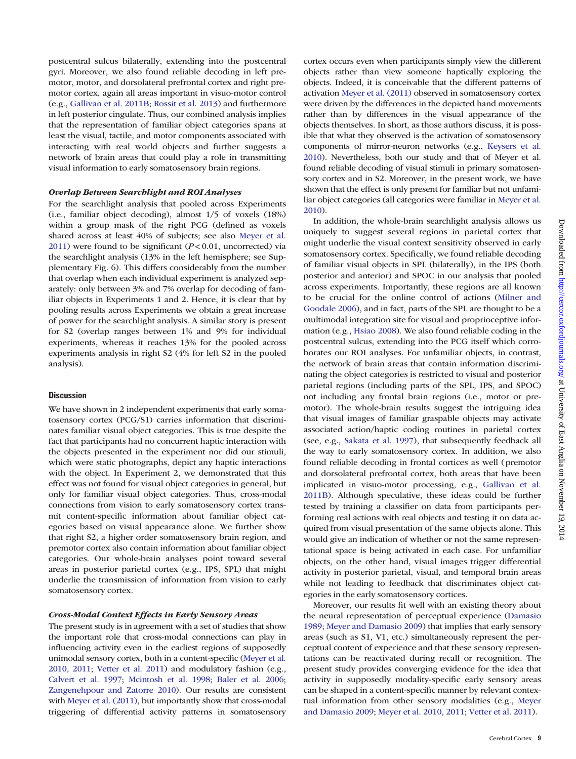postcentral sulcus bilaterally, extending into the postcentral gyri. Moreover, we also found reliable decoding in left premotor, motor, and dorsolateral prefrontal cortex and right premotor cortex, again all areas important in visuo-motor control (e.g., Gallivan et al. 2011B; Rossit et al. 2013) and furthermore in left posterior cingulate. Thus, our combined analysis implies that the representation of familiar object categories spans at least the visual, tactile, and motor components associated with interacting with real world objects and further suggests a network of brain areas that could play a role in transmitting visual information to early somatosensory brain regions.

### *Overlap Between Searchlight and ROI Analyses*

For the searchlight analysis that pooled across Experiments (i.e., familiar object decoding), almost 1/5 of voxels (18%) within a group mask of the right PCG (defined as voxels shared across at least 40% of subjects; see also Meyer et al. 2011) were found to be significant ($P < 0.01$, uncorrected) via the searchlight analysis (13% in the left hemisphere; see Supplementary Fig. 6). This differs considerably from the number that overlap when each individual experiment is analyzed separately: only between 3% and 7% overlap for decoding of familiar objects in Experiments 1 and 2. Hence, it is clear that by pooling results across Experiments we obtain a great increase of power for the searchlight analysis. A similar story is present for S2 (overlap ranges between 1% and 9% for individual experiments, whereas it reaches 13% for the pooled across experiments analysis in right S2 (4% for left S2 in the pooled analysis).

## Discussion

We have shown in 2 independent experiments that early somatosensory cortex (PCG/S1) carries information that discriminates familiar visual object categories. This is true despite the fact that participants had no concurrent haptic interaction with the objects presented in the experiment nor did our stimuli, which were static photographs, depict any haptic interactions with the object. In Experiment 2, we demonstrated that this effect was not found for visual object categories in general, but only for familiar visual object categories. Thus, cross-modal connections from vision to early somatosensory cortex transmit content-specific information about familiar object categories based on visual appearance alone. We further show that right S2, a higher order somatosensory brain region, and premotor cortex also contain information about familiar object categories. Our whole-brain analyses point toward several areas in posterior parietal cortex (e.g., IPS, SPL) that might underlie the transmission of information from vision to early somatosensory cortex.

### *Cross-Modal Context Effects in Early Sensory Areas*

The present study is in agreement with a set of studies that show the important role that cross-modal connections can play in influencing activity even in the earliest regions of supposedly unimodal sensory cortex, both in a content-specific (Meyer et al. 2010, 2011; Vetter et al. 2011) and modulatory fashion (e.g., Calvert et al. 1997; Mcintosh et al. 1998; Baler et al. 2006; Zangenehpour and Zatorre 2010). Our results are consistent with Meyer et al. (2011), but importantly show that cross-modal triggering of differential activity patterns in somatosensory cortex occurs even when participants simply view the different objects rather than view someone haptically exploring the objects. Indeed, it is conceivable that the different patterns of activation Meyer et al. (2011) observed in somatosensory cortex were driven by the differences in the depicted hand movements rather than by differences in the visual appearance of the objects themselves. In short, as those authors discuss, it is possible that what they observed is the activation of somatosensory components of mirror-neuron networks (e.g., Keysers et al. 2010). Nevertheless, both our study and that of Meyer et al. found reliable decoding of visual stimuli in primary somatosensory cortex and in S2. Moreover, in the present work, we have shown that the effect is only present for familiar but not unfamiliar object categories (all categories were familiar in Meyer et al. 2010).

In addition, the whole-brain searchlight analysis allows us uniquely to suggest several regions in parietal cortex that might underlie the visual context sensitivity observed in early somatosensory cortex. Specifically, we found reliable decoding of familiar visual objects in SPL (bilaterally), in the IPS (both posterior and anterior) and SPOC in our analysis that pooled across experiments. Importantly, these regions are all known to be crucial for the online control of actions (Milner and Goodale 2006), and in fact, parts of the SPL are thought to be a multimodal integration site for visual and proprioceptive information (e.g., Hsiao 2008). We also found reliable coding in the postcentral sulcus, extending into the PCG itself which corroborates our ROI analyses. For unfamiliar objects, in contrast, the network of brain areas that contain information discriminating the object categories is restricted to visual and posterior parietal regions (including parts of the SPL, IPS, and SPOC) not including any frontal brain regions (i.e., motor or premotor). The whole-brain results suggest the intriguing idea that visual images of familiar graspable objects may activate associated action/haptic coding routines in parietal cortex (see, e.g., Sakata et al. 1997), that subsequently feedback all the way to early somatosensory cortex. In addition, we also found reliable decoding in frontal cortices as well (premotor and dorsolateral prefrontal cortex, both areas that have been implicated in visuo-motor processing, e.g., Gallivan et al. 2011B). Although speculative, these ideas could be further tested by training a classifier on data from participants performing real actions with real objects and testing it on data acquired from visual presentation of the same objects alone. This would give an indication of whether or not the same representational space is being activated in each case. For unfamiliar objects, on the other hand, visual images trigger differential activity in posterior parietal, visual, and temporal brain areas while not leading to feedback that discriminates object categories in the early somatosensory cortices.

Moreover, our results fit well with an existing theory about the neural representation of perceptual experience (Damasio 1989; Meyer and Damasio 2009) that implies that early sensory areas (such as S1, V1, etc.) simultaneously represent the perceptual content of experience and that these sensory representations can be reactivated during recall or recognition. The present study provides converging evidence for the idea that activity in supposedly modality-specific early sensory areas can be shaped in a content-specific manner by relevant contextual information from other sensory modalities (e.g., Meyer and Damasio 2009; Meyer et al. 2010, 2011; Vetter et al. 2011).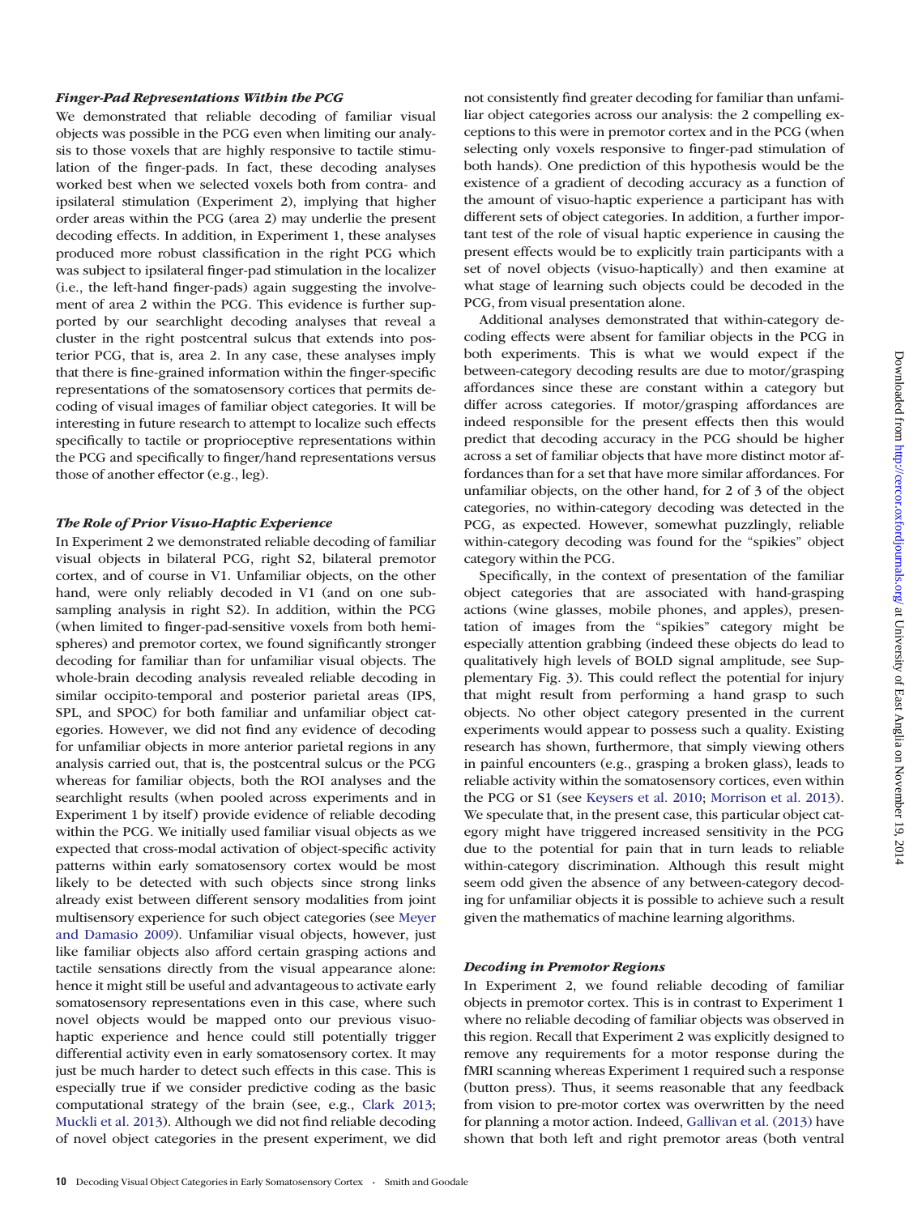### *Finger-Pad Representations Within the PCG*

We demonstrated that reliable decoding of familiar visual objects was possible in the PCG even when limiting our analysis to those voxels that are highly responsive to tactile stimulation of the finger-pads. In fact, these decoding analyses worked best when we selected voxels both from contra- and ipsilateral stimulation (Experiment 2), implying that higher order areas within the PCG (area 2) may underlie the present decoding effects. In addition, in Experiment 1, these analyses produced more robust classification in the right PCG which was subject to ipsilateral finger-pad stimulation in the localizer (i.e., the left-hand finger-pads) again suggesting the involvement of area 2 within the PCG. This evidence is further supported by our searchlight decoding analyses that reveal a cluster in the right postcentral sulcus that extends into posterior PCG, that is, area 2. In any case, these analyses imply that there is fine-grained information within the finger-specific representations of the somatosensory cortices that permits decoding of visual images of familiar object categories. It will be interesting in future research to attempt to localize such effects specifically to tactile or proprioceptive representations within the PCG and specifically to finger/hand representations versus those of another effector (e.g., leg).

### *The Role of Prior Visuo-Haptic Experience*

In Experiment 2 we demonstrated reliable decoding of familiar visual objects in bilateral PCG, right S2, bilateral premotor cortex, and of course in V1. Unfamiliar objects, on the other hand, were only reliably decoded in V1 (and on one subsampling analysis in right S2). In addition, within the PCG (when limited to finger-pad-sensitive voxels from both hemispheres) and premotor cortex, we found significantly stronger decoding for familiar than for unfamiliar visual objects. The whole-brain decoding analysis revealed reliable decoding in similar occipito-temporal and posterior parietal areas (IPS, SPL, and SPOC) for both familiar and unfamiliar object categories. However, we did not find any evidence of decoding for unfamiliar objects in more anterior parietal regions in any analysis carried out, that is, the postcentral sulcus or the PCG whereas for familiar objects, both the ROI analyses and the searchlight results (when pooled across experiments and in Experiment 1 by itself) provide evidence of reliable decoding within the PCG. We initially used familiar visual objects as we expected that cross-modal activation of object-specific activity patterns within early somatosensory cortex would be most likely to be detected with such objects since strong links already exist between different sensory modalities from joint multisensory experience for such object categories (see Meyer and Damasio 2009). Unfamiliar visual objects, however, just like familiar objects also afford certain grasping actions and tactile sensations directly from the visual appearance alone: hence it might still be useful and advantageous to activate early somatosensory representations even in this case, where such novel objects would be mapped onto our previous visuo-haptic experience and hence could still potentially trigger differential activity even in early somatosensory cortex. It may just be much harder to detect such effects in this case. This is especially true if we consider predictive coding as the basic computational strategy of the brain (see, e.g., Clark 2013; Muckli et al. 2013). Although we did not find reliable decoding of novel object categories in the present experiment, we did not consistently find greater decoding for familiar than unfamiliar object categories across our analysis: the 2 compelling exceptions to this were in premotor cortex and in the PCG (when selecting only voxels responsive to finger-pad stimulation of both hands). One prediction of this hypothesis would be the existence of a gradient of decoding accuracy as a function of the amount of visuo-haptic experience a participant has with different sets of object categories. In addition, a further important test of the role of visual haptic experience in causing the present effects would be to explicitly train participants with a set of novel objects (visuo-haptically) and then examine at what stage of learning such objects could be decoded in the PCG, from visual presentation alone.

Additional analyses demonstrated that within-category decoding effects were absent for familiar objects in the PCG in both experiments. This is what we would expect if the between-category decoding results are due to motor/grasping affordances since these are constant within a category but differ across categories. If motor/grasping affordances are indeed responsible for the present effects then this would predict that decoding accuracy in the PCG should be higher across a set of familiar objects that have more distinct motor affordances than for a set that have more similar affordances. For unfamiliar objects, on the other hand, for 2 of 3 of the object categories, no within-category decoding was detected in the PCG, as expected. However, somewhat puzzlingly, reliable within-category decoding was found for the "spikies" object category within the PCG.

Specifically, in the context of presentation of the familiar object categories that are associated with hand-grasping actions (wine glasses, mobile phones, and apples), presentation of images from the "spikies" category might be especially attention grabbing (indeed these objects do lead to qualitatively high levels of BOLD signal amplitude, see Supplementary Fig. 3). This could reflect the potential for injury that might result from performing a hand grasp to such objects. No other object category presented in the current experiments would appear to possess such a quality. Existing research has shown, furthermore, that simply viewing others in painful encounters (e.g., grasping a broken glass), leads to reliable activity within the somatosensory cortices, even within the PCG or S1 (see Keysers et al. 2010; Morrison et al. 2013). We speculate that, in the present case, this particular object category might have triggered increased sensitivity in the PCG due to the potential for pain that in turn leads to reliable within-category discrimination. Although this result might seem odd given the absence of any between-category decoding for unfamiliar objects it is possible to achieve such a result given the mathematics of machine learning algorithms.

### *Decoding in Premotor Regions*

In Experiment 2, we found reliable decoding of familiar objects in premotor cortex. This is in contrast to Experiment 1 where no reliable decoding of familiar objects was observed in this region. Recall that Experiment 2 was explicitly designed to remove any requirements for a motor response during the fMRI scanning whereas Experiment 1 required such a response (button press). Thus, it seems reasonable that any feedback from vision to pre-motor cortex was overwritten by the need for planning a motor action. Indeed, Gallivan et al. (2013) have shown that both left and right premotor areas (both ventral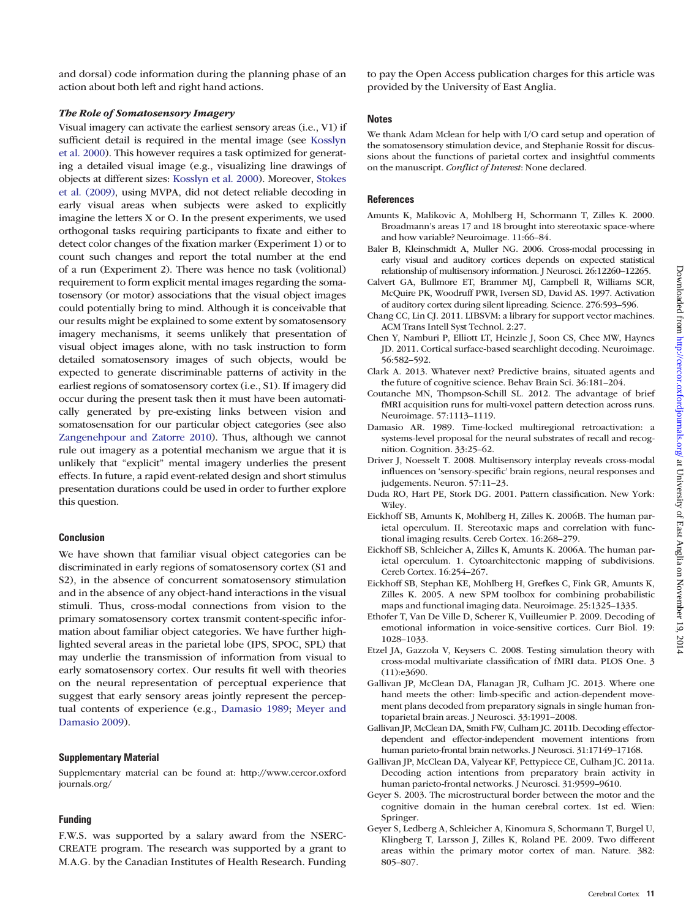and dorsal) code information during the planning phase of an action about both left and right hand actions.

### *The Role of Somatosensory Imagery*

Visual imagery can activate the earliest sensory areas (i.e., V1) if sufficient detail is required in the mental image (see Kosslyn et al. 2000). This however requires a task optimized for generating a detailed visual image (e.g., visualizing line drawings of objects at different sizes: Kosslyn et al. 2000). Moreover, Stokes et al. (2009), using MVPA, did not detect reliable decoding in early visual areas when subjects were asked to explicitly imagine the letters X or O. In the present experiments, we used orthogonal tasks requiring participants to fixate and either to detect color changes of the fixation marker (Experiment 1) or to count such changes and report the total number at the end of a run (Experiment 2). There was hence no task (volitional) requirement to form explicit mental images regarding the somatosensory (or motor) associations that the visual object images could potentially bring to mind. Although it is conceivable that our results might be explained to some extent by somatosensory imagery mechanisms, it seems unlikely that presentation of visual object images alone, with no task instruction to form detailed somatosensory images of such objects, would be expected to generate discriminable patterns of activity in the earliest regions of somatosensory cortex (i.e., S1). If imagery did occur during the present task then it must have been automatically generated by pre-existing links between vision and somatosensation for our particular object categories (see also Zangenehpour and Zatorre 2010). Thus, although we cannot rule out imagery as a potential mechanism we argue that it is unlikely that "explicit" mental imagery underlies the present effects. In future, a rapid event-related design and short stimulus presentation durations could be used in order to further explore this question.

## Conclusion

We have shown that familiar visual object categories can be discriminated in early regions of somatosensory cortex (S1 and S2), in the absence of concurrent somatosensory stimulation and in the absence of any object-hand interactions in the visual stimuli. Thus, cross-modal connections from vision to the primary somatosensory cortex transmit content-specific information about familiar object categories. We have further highlighted several areas in the parietal lobe (IPS, SPOC, SPL) that may underlie the transmission of information from visual to early somatosensory cortex. Our results fit well with theories on the neural representation of perceptual experience that suggest that early sensory areas jointly represent the perceptual contents of experience (e.g., Damasio 1989; Meyer and Damasio 2009).

## Supplementary Material

Supplementary material can be found at: http://www.cercor.oxfordjournals.org/

## Funding

F.W.S. was supported by a salary award from the NSERC-CREATE program. The research was supported by a grant to M.A.G. by the Canadian Institutes of Health Research. Funding to pay the Open Access publication charges for this article was provided by the University of East Anglia.

## Notes

We thank Adam Mclean for help with I/O card setup and operation of the somatosensory stimulation device, and Stephanie Rossit for discussions about the functions of parietal cortex and insightful comments on the manuscript. *Conflict of Interest*: None declared.

## References

Amunts K, Malikovic A, Mohlberg H, Schormann T, Zilles K. 2000. Broadmann's areas 17 and 18 brought into stereotaxic space-where and how variable? Neuroimage. 11:66–84.

Baler B, Kleinschmidt A, Muller NG. 2006. Cross-modal processing in early visual and auditory cortices depends on expected statistical relationship of multisensory information. J Neurosci. 26:12260–12265.

Calvert GA, Bullmore ET, Brammer MJ, Campbell R, Williams SCR, McQuire PK, Woodruff PWR, Iversen SD, David AS. 1997. Activation of auditory cortex during silent lipreading. Science. 276:593–596.

Chang CC, Lin CJ. 2011. LIBSVM: a library for support vector machines. ACM Trans Intell Syst Technol. 2:27.

Chen Y, Namburi P, Elliott LT, Heinzle J, Soon CS, Chee MW, Haynes JD. 2011. Cortical surface-based searchlight decoding. Neuroimage. 56:582–592.

Clark A. 2013. Whatever next? Predictive brains, situated agents and the future of cognitive science. Behav Brain Sci. 36:181–204.

Coutanche MN, Thompson-Schill SL. 2012. The advantage of brief fMRI acquisition runs for multi-voxel pattern detection across runs. Neuroimage. 57:1113–1119.

Damasio AR. 1989. Time-locked multiregional retroactivation: a systems-level proposal for the neural substrates of recall and recognition. Cognition. 33:25–62.

Driver J, Noesselt T. 2008. Multisensory interplay reveals cross-modal influences on 'sensory-specific' brain regions, neural responses and judgements. Neuron. 57:11–23.

Duda RO, Hart PE, Stork DG. 2001. Pattern classification. New York: Wiley.

Eickhoff SB, Amunts K, Mohlberg H, Zilles K. 2006B. The human parietal operculum. II. Stereotaxic maps and correlation with functional imaging results. Cereb Cortex. 16:268–279.

Eickhoff SB, Schleicher A, Zilles K, Amunts K. 2006A. The human parietal operculum. 1. Cytoarchitectonic mapping of subdivisions. Cereb Cortex. 16:254–267.

Eickhoff SB, Stephan KE, Mohlberg H, Grefkes C, Fink GR, Amunts K, Zilles K. 2005. A new SPM toolbox for combining probabilistic maps and functional imaging data. Neuroimage. 25:1325–1335.

Ethofer T, Van De Ville D, Scherer K, Vuilleumier P. 2009. Decoding of emotional information in voice-sensitive cortices. Curr Biol. 19: 1028–1033.

Etzel JA, Gazzola V, Keysers C. 2008. Testing simulation theory with cross-modal multivariate classification of fMRI data. PLOS One. 3 (11):e3690.

Gallivan JP, McClean DA, Flanagan JR, Culham JC. 2013. Where one hand meets the other: limb-specific and action-dependent movement plans decoded from preparatory signals in single human frontoparietal brain areas. J Neurosci. 33:1991–2008.

Gallivan JP, McClean DA, Smith FW, Culham JC. 2011b. Decoding effector-dependent and effector-independent movement intentions from human parieto-frontal brain networks. J Neurosci. 31:17149–17168.

Gallivan JP, McClean DA, Valyear KF, Pettypiece CE, Culham JC. 2011a. Decoding action intentions from preparatory brain activity in human parieto-frontal networks. J Neurosci. 31:9599–9610.

Geyer S. 2003. The microstructural border between the motor and the cognitive domain in the human cerebral cortex. 1st ed. Wien: Springer.

Geyer S, Ledberg A, Schleicher A, Kinomura S, Schormann T, Burgel U, Klingberg T, Larsson J, Zilles K, Roland PE. 2009. Two different areas within the primary motor cortex of man. Nature. 382: 805–807.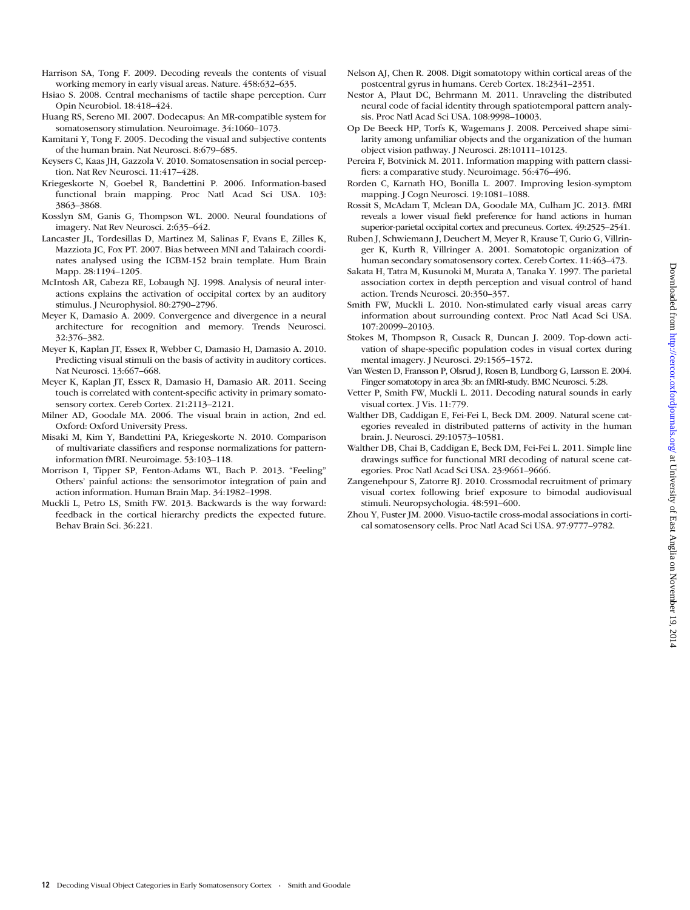Harrison SA, Tong F. 2009. Decoding reveals the contents of visual working memory in early visual areas. Nature. 458:632–635.

Hsiao S. 2008. Central mechanisms of tactile shape perception. Curr Opin Neurobiol. 18:418–424.

Huang RS, Sereno MI. 2007. Dodecapus: An MR-compatible system for somatosensory stimulation. Neuroimage. 34:1060–1073.

Kamitani Y, Tong F. 2005. Decoding the visual and subjective contents of the human brain. Nat Neurosci. 8:679–685.

Keysers C, Kaas JH, Gazzola V. 2010. Somatosensation in social perception. Nat Rev Neurosci. 11:417–428.

Kriegeskorte N, Goebel R, Bandettini P. 2006. Information-based functional brain mapping. Proc Natl Acad Sci USA. 103: 3863–3868.

Kosslyn SM, Ganis G, Thompson WL. 2000. Neural foundations of imagery. Nat Rev Neurosci. 2:635–642.

Lancaster JL, Tordesillas D, Martinez M, Salinas F, Evans E, Zilles K, Mazziota JC, Fox PT. 2007. Bias between MNI and Talairach coordinates analysed using the ICBM-152 brain template. Hum Brain Mapp. 28:1194–1205.

McIntosh AR, Cabeza RE, Lobaugh NJ. 1998. Analysis of neural interactions explains the activation of occipital cortex by an auditory stimulus. J Neurophysiol. 80:2790–2796.

Meyer K, Damasio A. 2009. Convergence and divergence in a neural architecture for recognition and memory. Trends Neurosci. 32:376–382.

Meyer K, Kaplan JT, Essex R, Webber C, Damasio H, Damasio A. 2010. Predicting visual stimuli on the basis of activity in auditory cortices. Nat Neurosci. 13:667–668.

Meyer K, Kaplan JT, Essex R, Damasio H, Damasio AR. 2011. Seeing touch is correlated with content-specific activity in primary somatosensory cortex. Cereb Cortex. 21:2113–2121.

Milner AD, Goodale MA. 2006. The visual brain in action, 2nd ed. Oxford: Oxford University Press.

Misaki M, Kim Y, Bandettini PA, Kriegeskorte N. 2010. Comparison of multivariate classifiers and response normalizations for pattern-information fMRI. Neuroimage. 53:103–118.

Morrison I, Tipper SP, Fenton-Adams WL, Bach P. 2013. "Feeling" Others' painful actions: the sensorimotor integration of pain and action information. Human Brain Map. 34:1982–1998.

Muckli L, Petro LS, Smith FW. 2013. Backwards is the way forward: feedback in the cortical hierarchy predicts the expected future. Behav Brain Sci. 36:221.

Nelson AJ, Chen R. 2008. Digit somatotopy within cortical areas of the postcentral gyrus in humans. Cereb Cortex. 18:2341–2351.

Nestor A, Plaut DC, Behrmann M. 2011. Unraveling the distributed neural code of facial identity through spatiotemporal pattern analysis. Proc Natl Acad Sci USA. 108:9998–10003.

Op De Beeck HP, Torfs K, Wagemans J. 2008. Perceived shape similarity among unfamiliar objects and the organization of the human object vision pathway. J Neurosci. 28:10111–10123.

Pereira F, Botvinick M. 2011. Information mapping with pattern classifiers: a comparative study. Neuroimage. 56:476–496.

Rorden C, Karnath HO, Bonilla L. 2007. Improving lesion-symptom mapping. J Cogn Neurosci. 19:1081–1088.

Rossit S, McAdam T, Mclean DA, Goodale MA, Culham JC. 2013. fMRI reveals a lower visual field preference for hand actions in human superior-parietal occipital cortex and precuneus. Cortex. 49:2525–2541.

Ruben J, Schwiemann J, Deuchert M, Meyer R, Krause T, Curio G, Villringer K, Kurth R, Villringer A. 2001. Somatotopic organization of human secondary somatosensory cortex. Cereb Cortex. 11:463–473.

Sakata H, Tatra M, Kusunoki M, Murata A, Tanaka Y. 1997. The parietal association cortex in depth perception and visual control of hand action. Trends Neurosci. 20:350–357.

Smith FW, Muckli L. 2010. Non-stimulated early visual areas carry information about surrounding context. Proc Natl Acad Sci USA. 107:20099–20103.

Stokes M, Thompson R, Cusack R, Duncan J. 2009. Top-down activation of shape-specific population codes in visual cortex during mental imagery. J Neurosci. 29:1565–1572.

Van Westen D, Fransson P, Olsrud J, Rosen B, Lundborg G, Larsson E. 2004. Finger somatotopy in area 3b: an fMRI-study. BMC Neurosci. 5:28.

Vetter P, Smith FW, Muckli L. 2011. Decoding natural sounds in early visual cortex. J Vis. 11:779.

Walther DB, Caddigan E, Fei-Fei L, Beck DM. 2009. Natural scene categories revealed in distributed patterns of activity in the human brain. J. Neurosci. 29:10573–10581.

Walther DB, Chai B, Caddigan E, Beck DM, Fei-Fei L. 2011. Simple line drawings suffice for functional MRI decoding of natural scene categories. Proc Natl Acad Sci USA. 23:9661–9666.

Zangenehpour S, Zatorre RJ. 2010. Crossmodal recruitment of primary visual cortex following brief exposure to bimodal audiovisual stimuli. Neuropsychologia. 48:591–600.

Zhou Y, Fuster JM. 2000. Visuo-tactile cross-modal associations in cortical somatosensory cells. Proc Natl Acad Sci USA. 97:9777–9782.